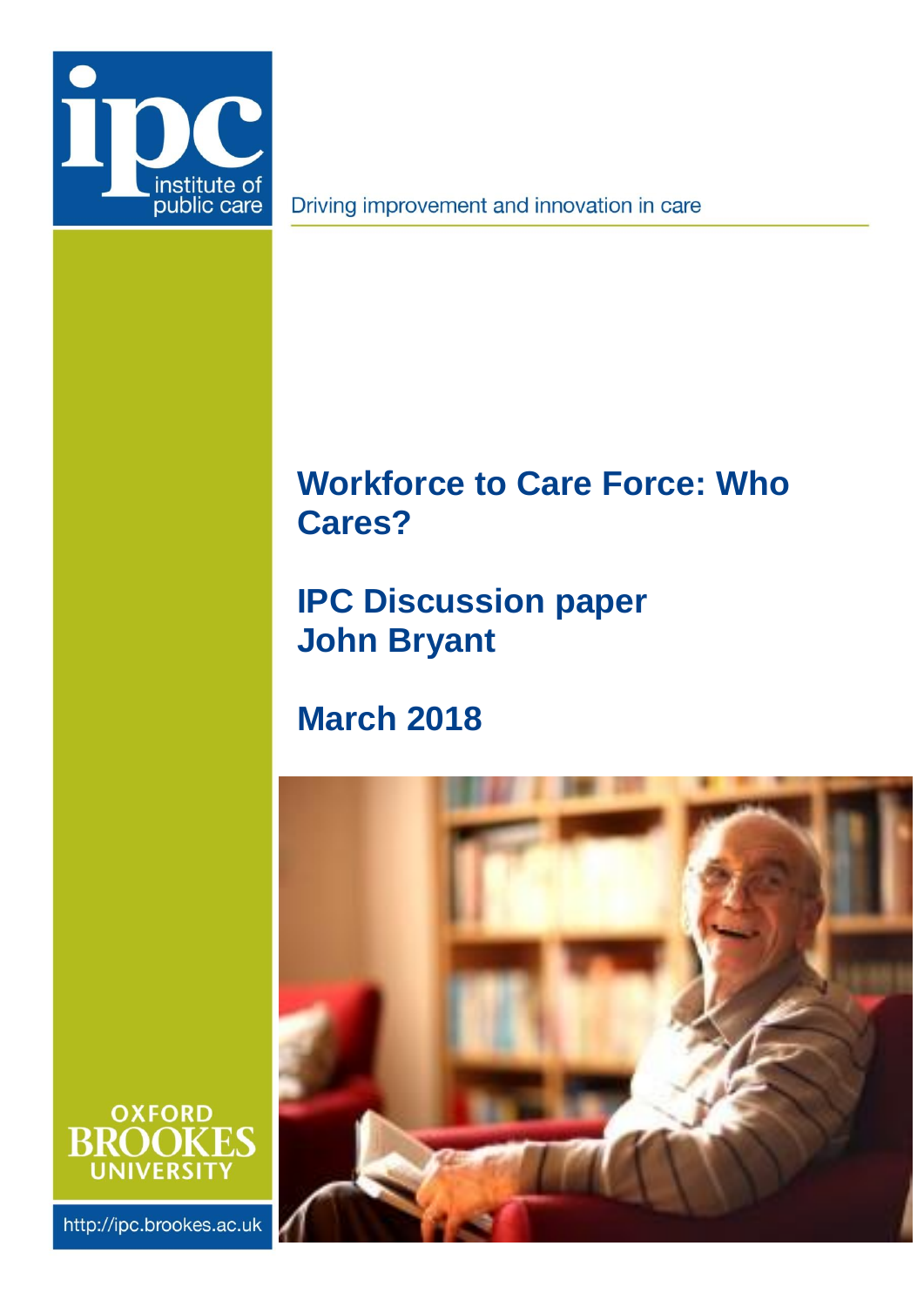ipc institute of public care

Driving improvement and innovation in care

# Workforce to Care Force: Who Cares?

## IPC Discussion paper
## John Bryant

## March 2018

OXFORD BROOKES UNIVERSITY

http://ipc.brookes.ac.uk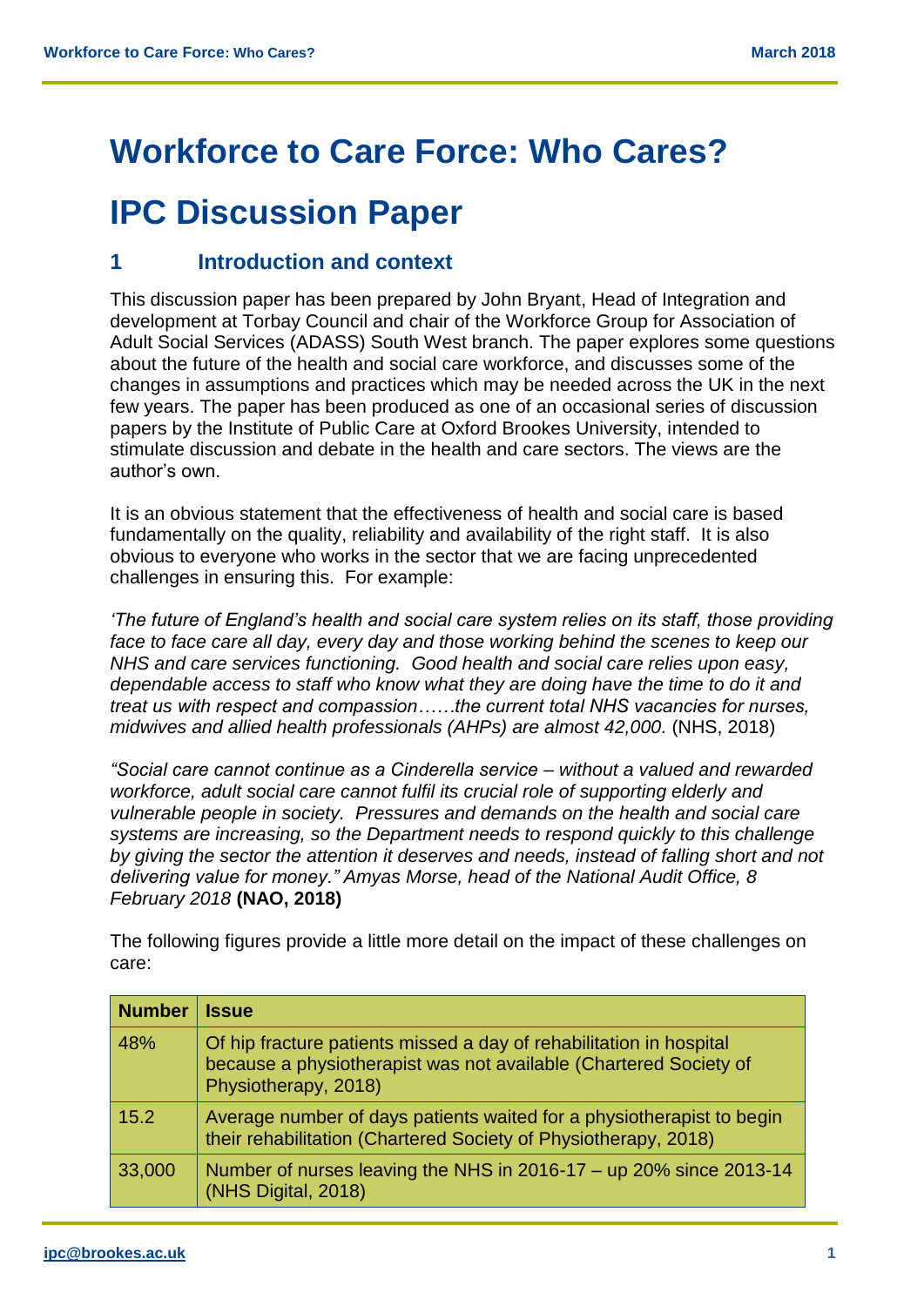# Workforce to Care Force: Who Cares?

# IPC Discussion Paper

## 1 Introduction and context

This discussion paper has been prepared by John Bryant, Head of Integration and development at Torbay Council and chair of the Workforce Group for Association of Adult Social Services (ADASS) South West branch. The paper explores some questions about the future of the health and social care workforce, and discusses some of the changes in assumptions and practices which may be needed across the UK in the next few years. The paper has been produced as one of an occasional series of discussion papers by the Institute of Public Care at Oxford Brookes University, intended to stimulate discussion and debate in the health and care sectors. The views are the author's own.

It is an obvious statement that the effectiveness of health and social care is based fundamentally on the quality, reliability and availability of the right staff. It is also obvious to everyone who works in the sector that we are facing unprecedented challenges in ensuring this. For example:

*'The future of England's health and social care system relies on its staff, those providing face to face care all day, every day and those working behind the scenes to keep our NHS and care services functioning. Good health and social care relies upon easy, dependable access to staff who know what they are doing have the time to do it and treat us with respect and compassion……the current total NHS vacancies for nurses, midwives and allied health professionals (AHPs) are almost 42,000.* (NHS, 2018)

*"Social care cannot continue as a Cinderella service – without a valued and rewarded workforce, adult social care cannot fulfil its crucial role of supporting elderly and vulnerable people in society. Pressures and demands on the health and social care systems are increasing, so the Department needs to respond quickly to this challenge by giving the sector the attention it deserves and needs, instead of falling short and not delivering value for money." Amyas Morse, head of the National Audit Office, 8 February 2018* **(NAO, 2018)**

The following figures provide a little more detail on the impact of these challenges on care:

| Number | Issue |
|---|---|
| 48% | Of hip fracture patients missed a day of rehabilitation in hospital because a physiotherapist was not available (Chartered Society of Physiotherapy, 2018) |
| 15.2 | Average number of days patients waited for a physiotherapist to begin their rehabilitation (Chartered Society of Physiotherapy, 2018) |
| 33,000 | Number of nurses leaving the NHS in 2016-17 – up 20% since 2013-14 (NHS Digital, 2018) |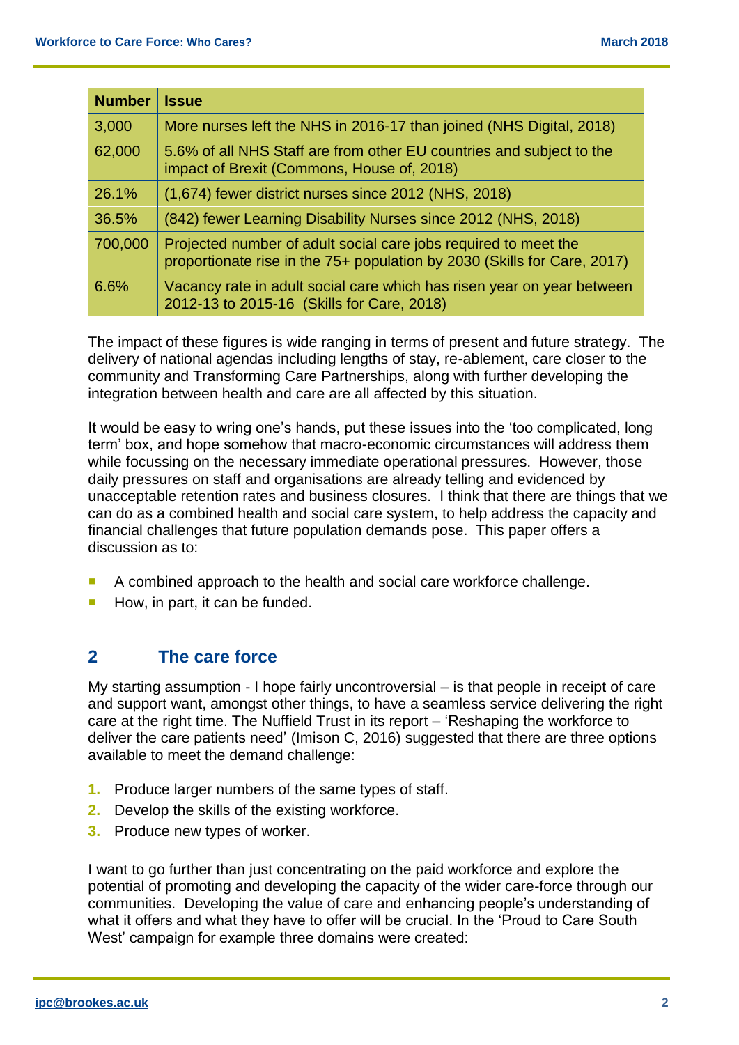| Number | Issue |
| --- | --- |
| 3,000 | More nurses left the NHS in 2016-17 than joined (NHS Digital, 2018) |
| 62,000 | 5.6% of all NHS Staff are from other EU countries and subject to the impact of Brexit (Commons, House of, 2018) |
| 26.1% | (1,674) fewer district nurses since 2012 (NHS, 2018) |
| 36.5% | (842) fewer Learning Disability Nurses since 2012 (NHS, 2018) |
| 700,000 | Projected number of adult social care jobs required to meet the proportionate rise in the 75+ population by 2030 (Skills for Care, 2017) |
| 6.6% | Vacancy rate in adult social care which has risen year on year between 2012-13 to 2015-16 (Skills for Care, 2018) |

The impact of these figures is wide ranging in terms of present and future strategy. The delivery of national agendas including lengths of stay, re-ablement, care closer to the community and Transforming Care Partnerships, along with further developing the integration between health and care are all affected by this situation.

It would be easy to wring one's hands, put these issues into the 'too complicated, long term' box, and hope somehow that macro-economic circumstances will address them while focussing on the necessary immediate operational pressures. However, those daily pressures on staff and organisations are already telling and evidenced by unacceptable retention rates and business closures. I think that there are things that we can do as a combined health and social care system, to help address the capacity and financial challenges that future population demands pose. This paper offers a discussion as to:

- A combined approach to the health and social care workforce challenge.
- How, in part, it can be funded.

## 2 The care force

My starting assumption - I hope fairly uncontroversial – is that people in receipt of care and support want, amongst other things, to have a seamless service delivering the right care at the right time. The Nuffield Trust in its report – 'Reshaping the workforce to deliver the care patients need' (Imison C, 2016) suggested that there are three options available to meet the demand challenge:

1. Produce larger numbers of the same types of staff.
2. Develop the skills of the existing workforce.
3. Produce new types of worker.

I want to go further than just concentrating on the paid workforce and explore the potential of promoting and developing the capacity of the wider care-force through our communities. Developing the value of care and enhancing people's understanding of what it offers and what they have to offer will be crucial. In the 'Proud to Care South West' campaign for example three domains were created: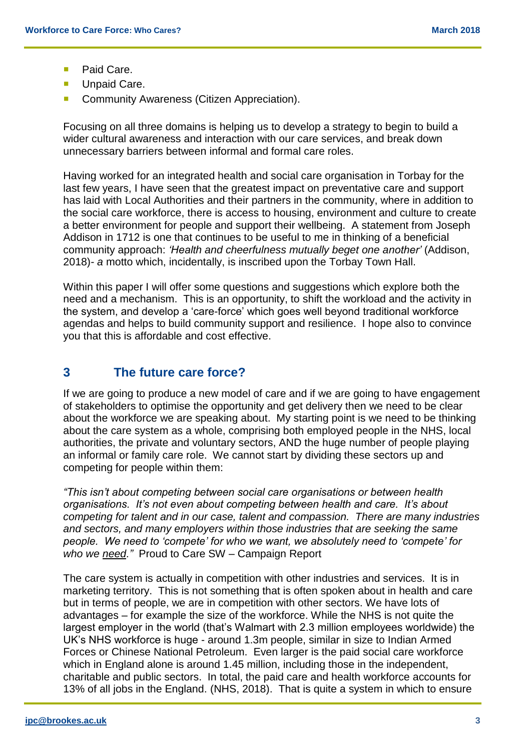- Paid Care.
- Unpaid Care.
- Community Awareness (Citizen Appreciation).

Focusing on all three domains is helping us to develop a strategy to begin to build a wider cultural awareness and interaction with our care services, and break down unnecessary barriers between informal and formal care roles.

Having worked for an integrated health and social care organisation in Torbay for the last few years, I have seen that the greatest impact on preventative care and support has laid with Local Authorities and their partners in the community, where in addition to the social care workforce, there is access to housing, environment and culture to create a better environment for people and support their wellbeing. A statement from Joseph Addison in 1712 is one that continues to be useful to me in thinking of a beneficial community approach: *'Health and cheerfulness mutually beget one another'* (Addison, 2018)- *a* motto which, incidentally, is inscribed upon the Torbay Town Hall.

Within this paper I will offer some questions and suggestions which explore both the need and a mechanism. This is an opportunity, to shift the workload and the activity in the system, and develop a 'care-force' which goes well beyond traditional workforce agendas and helps to build community support and resilience. I hope also to convince you that this is affordable and cost effective.

## 3 The future care force?

If we are going to produce a new model of care and if we are going to have engagement of stakeholders to optimise the opportunity and get delivery then we need to be clear about the workforce we are speaking about. My starting point is we need to be thinking about the care system as a whole, comprising both employed people in the NHS, local authorities, the private and voluntary sectors, AND the huge number of people playing an informal or family care role. We cannot start by dividing these sectors up and competing for people within them:

*"This isn't about competing between social care organisations or between health organisations. It's not even about competing between health and care. It's about competing for talent and in our case, talent and compassion. There are many industries and sectors, and many employers within those industries that are seeking the same people. We need to 'compete' for who we want, we absolutely need to 'compete' for who we need."* Proud to Care SW – Campaign Report

The care system is actually in competition with other industries and services. It is in marketing territory. This is not something that is often spoken about in health and care but in terms of people, we are in competition with other sectors. We have lots of advantages – for example the size of the workforce. While the NHS is not quite the largest employer in the world (that's Walmart with 2.3 million employees worldwide) the UK's NHS workforce is huge - around 1.3m people, similar in size to Indian Armed Forces or Chinese National Petroleum. Even larger is the paid social care workforce which in England alone is around 1.45 million, including those in the independent, charitable and public sectors. In total, the paid care and health workforce accounts for 13% of all jobs in the England. (NHS, 2018). That is quite a system in which to ensure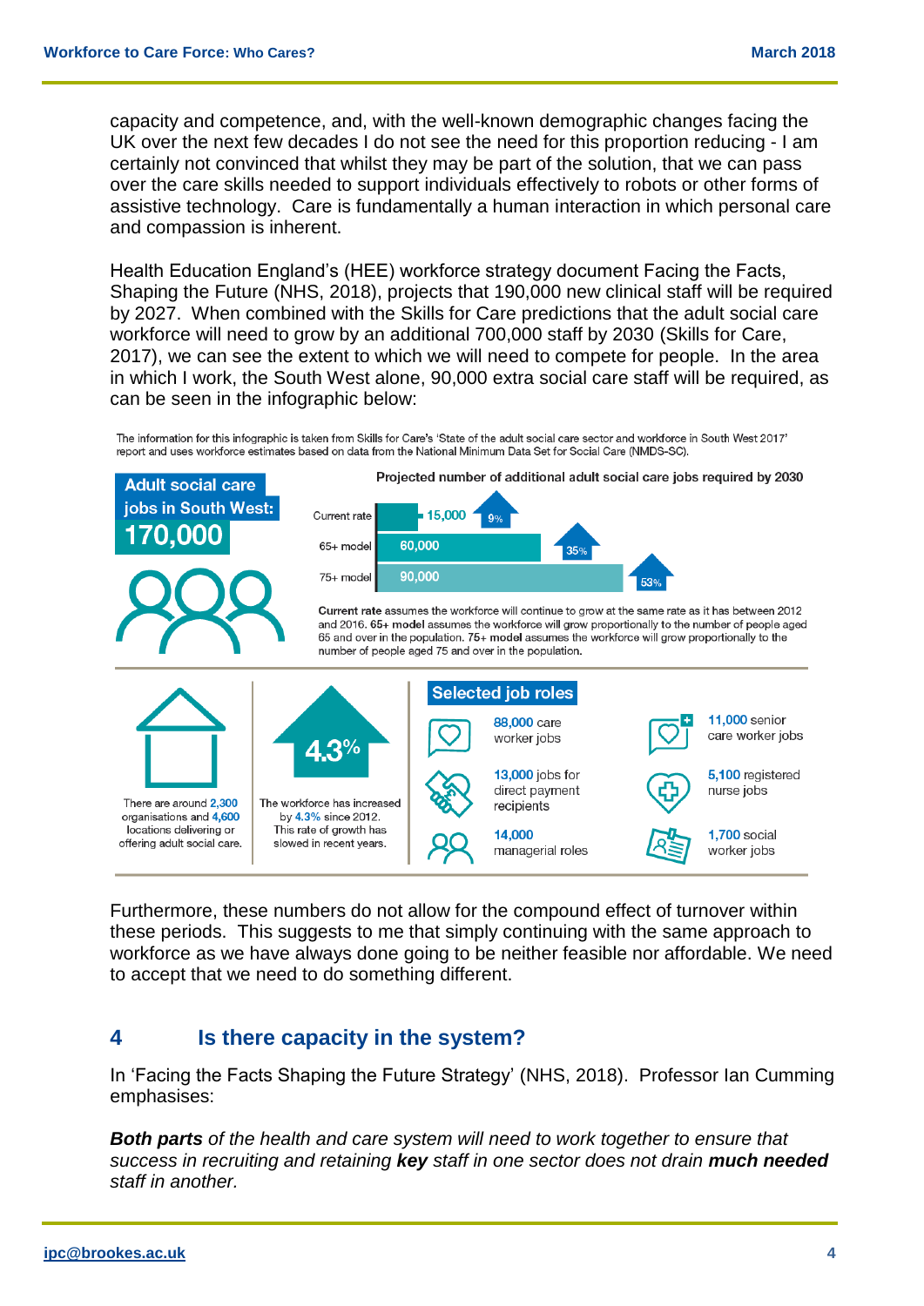capacity and competence, and, with the well-known demographic changes facing the UK over the next few decades I do not see the need for this proportion reducing - I am certainly not convinced that whilst they may be part of the solution, that we can pass over the care skills needed to support individuals effectively to robots or other forms of assistive technology. Care is fundamentally a human interaction in which personal care and compassion is inherent.

Health Education England's (HEE) workforce strategy document Facing the Facts, Shaping the Future (NHS, 2018), projects that 190,000 new clinical staff will be required by 2027. When combined with the Skills for Care predictions that the adult social care workforce will need to grow by an additional 700,000 staff by 2030 (Skills for Care, 2017), we can see the extent to which we will need to compete for people. In the area in which I work, the South West alone, 90,000 extra social care staff will be required, as can be seen in the infographic below:

The information for this infographic is taken from Skills for Care's 'State of the adult social care sector and workforce in South West 2017' report and uses workforce estimates based on data from the National Minimum Data Set for Social Care (NMDS-SC).

**Adult social care jobs in South West: 170,000**

**Projected number of additional adult social care jobs required by 2030**

| Model | Additional jobs | Increase |
| --- | --- | --- |
| Current rate | 15,000 | 9% |
| 65+ model | 60,000 | 35% |
| 75+ model | 90,000 | 53% |

**Current rate** assumes the workforce will continue to grow at the same rate as it has between 2012 and 2016. **65+ model** assumes the workforce will grow proportionally to the number of people aged 65 and over in the population. **75+ model** assumes the workforce will grow proportionally to the number of people aged 75 and over in the population.

There are around 2,300 organisations and 4,600 locations delivering or offering adult social care.

**4.3%** — The workforce has increased by 4.3% since 2012. This rate of growth has slowed in recent years.

**Selected job roles**

- 88,000 care worker jobs
- 11,000 senior care worker jobs
- 13,000 jobs for direct payment recipients
- 5,100 registered nurse jobs
- 14,000 managerial roles
- 1,700 social worker jobs

Furthermore, these numbers do not allow for the compound effect of turnover within these periods. This suggests to me that simply continuing with the same approach to workforce as we have always done going to be neither feasible nor affordable. We need to accept that we need to do something different.

## 4 Is there capacity in the system?

In 'Facing the Facts Shaping the Future Strategy' (NHS, 2018). Professor Ian Cumming emphasises:

***Both parts** of the health and care system will need to work together to ensure that success in recruiting and retaining **key** staff in one sector does not drain **much needed** staff in another.*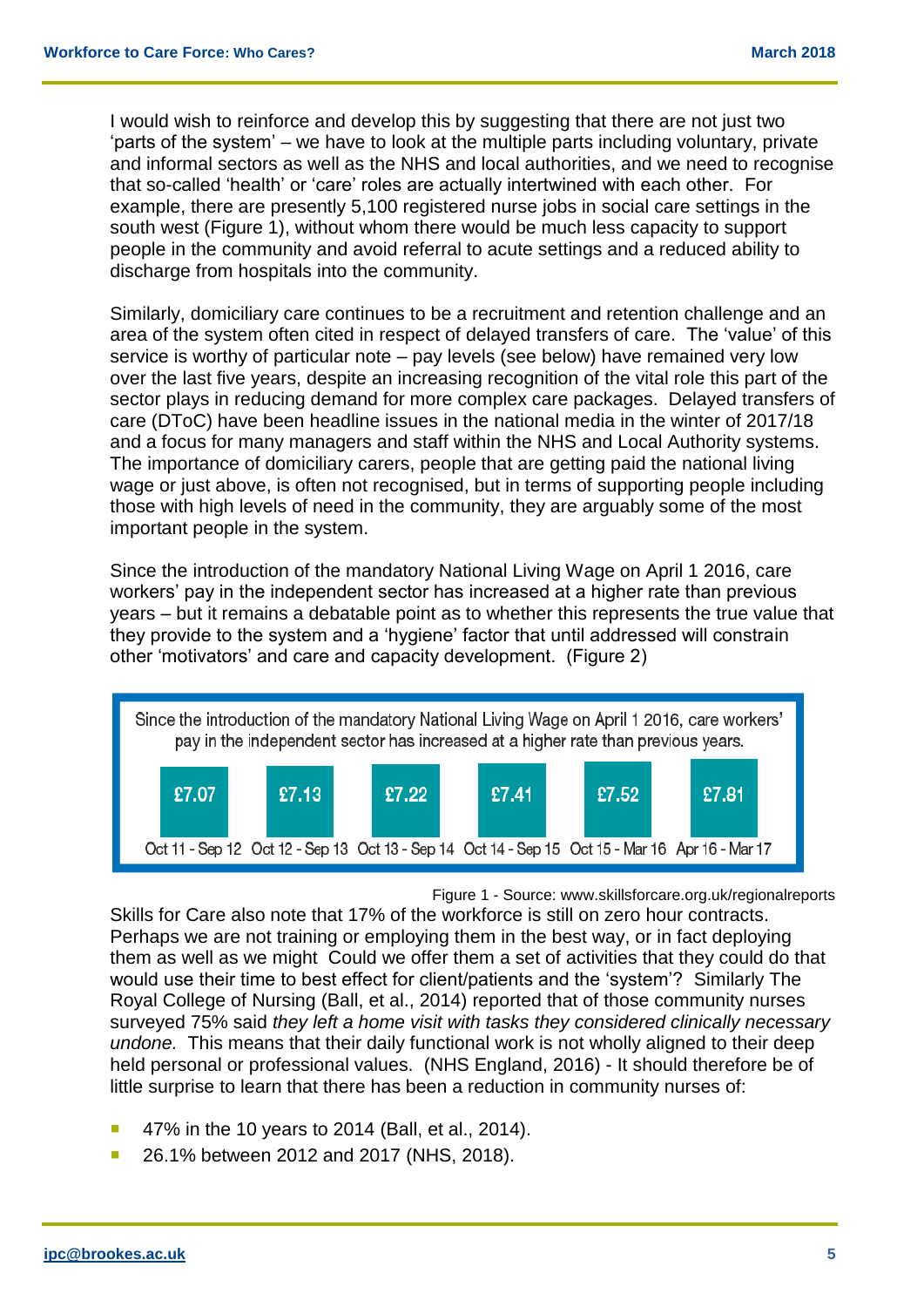I would wish to reinforce and develop this by suggesting that there are not just two 'parts of the system' – we have to look at the multiple parts including voluntary, private and informal sectors as well as the NHS and local authorities, and we need to recognise that so-called 'health' or 'care' roles are actually intertwined with each other. For example, there are presently 5,100 registered nurse jobs in social care settings in the south west (Figure 1), without whom there would be much less capacity to support people in the community and avoid referral to acute settings and a reduced ability to discharge from hospitals into the community.

Similarly, domiciliary care continues to be a recruitment and retention challenge and an area of the system often cited in respect of delayed transfers of care. The 'value' of this service is worthy of particular note – pay levels (see below) have remained very low over the last five years, despite an increasing recognition of the vital role this part of the sector plays in reducing demand for more complex care packages. Delayed transfers of care (DToC) have been headline issues in the national media in the winter of 2017/18 and a focus for many managers and staff within the NHS and Local Authority systems. The importance of domiciliary carers, people that are getting paid the national living wage or just above, is often not recognised, but in terms of supporting people including those with high levels of need in the community, they are arguably some of the most important people in the system.

Since the introduction of the mandatory National Living Wage on April 1 2016, care workers' pay in the independent sector has increased at a higher rate than previous years – but it remains a debatable point as to whether this represents the true value that they provide to the system and a 'hygiene' factor that until addressed will constrain other 'motivators' and care and capacity development. (Figure 2)

Since the introduction of the mandatory National Living Wage on April 1 2016, care workers' pay in the independent sector has increased at a higher rate than previous years.

| Oct 11 - Sep 12 | Oct 12 - Sep 13 | Oct 13 - Sep 14 | Oct 14 - Sep 15 | Oct 15 - Mar 16 | Apr 16 - Mar 17 |
|---|---|---|---|---|---|
| £7.07 | £7.13 | £7.22 | £7.41 | £7.52 | £7.81 |

Figure 1 - Source: www.skillsforcare.org.uk/regionalreports

Skills for Care also note that 17% of the workforce is still on zero hour contracts. Perhaps we are not training or employing them in the best way, or in fact deploying them as well as we might Could we offer them a set of activities that they could do that would use their time to best effect for client/patients and the 'system'? Similarly The Royal College of Nursing (Ball, et al., 2014) reported that of those community nurses surveyed 75% said *they left a home visit with tasks they considered clinically necessary undone.* This means that their daily functional work is not wholly aligned to their deep held personal or professional values. (NHS England, 2016) - It should therefore be of little surprise to learn that there has been a reduction in community nurses of:

- 47% in the 10 years to 2014 (Ball, et al., 2014).
- 26.1% between 2012 and 2017 (NHS, 2018).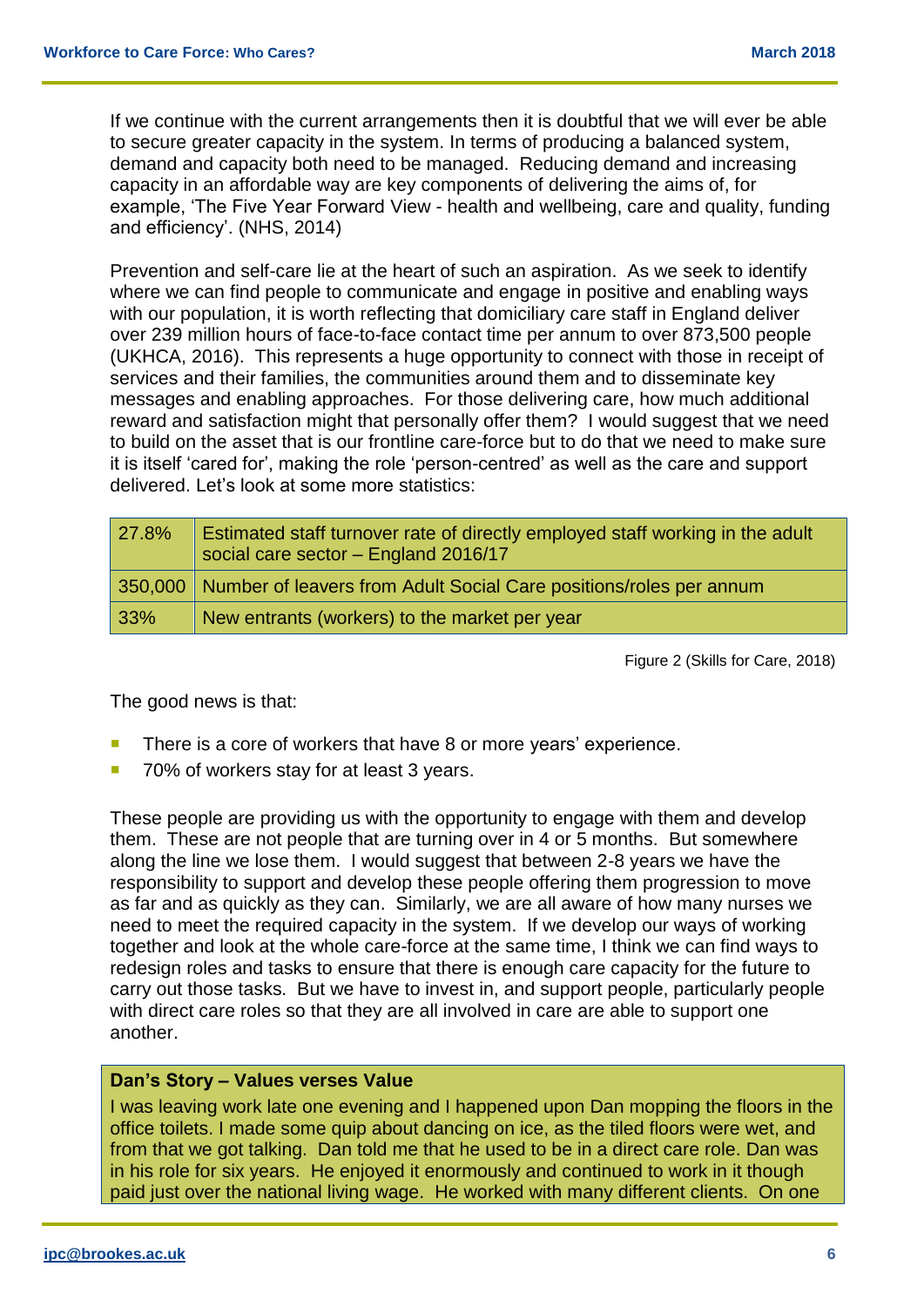If we continue with the current arrangements then it is doubtful that we will ever be able to secure greater capacity in the system. In terms of producing a balanced system, demand and capacity both need to be managed. Reducing demand and increasing capacity in an affordable way are key components of delivering the aims of, for example, 'The Five Year Forward View - health and wellbeing, care and quality, funding and efficiency'. (NHS, 2014)

Prevention and self-care lie at the heart of such an aspiration. As we seek to identify where we can find people to communicate and engage in positive and enabling ways with our population, it is worth reflecting that domiciliary care staff in England deliver over 239 million hours of face-to-face contact time per annum to over 873,500 people (UKHCA, 2016). This represents a huge opportunity to connect with those in receipt of services and their families, the communities around them and to disseminate key messages and enabling approaches. For those delivering care, how much additional reward and satisfaction might that personally offer them? I would suggest that we need to build on the asset that is our frontline care-force but to do that we need to make sure it is itself 'cared for', making the role 'person-centred' as well as the care and support delivered. Let's look at some more statistics:

| | |
|---|---|
| 27.8% | Estimated staff turnover rate of directly employed staff working in the adult social care sector – England 2016/17 |
| 350,000 | Number of leavers from Adult Social Care positions/roles per annum |
| 33% | New entrants (workers) to the market per year |

Figure 2 (Skills for Care, 2018)

The good news is that:

- There is a core of workers that have 8 or more years' experience.
- 70% of workers stay for at least 3 years.

These people are providing us with the opportunity to engage with them and develop them. These are not people that are turning over in 4 or 5 months. But somewhere along the line we lose them. I would suggest that between 2-8 years we have the responsibility to support and develop these people offering them progression to move as far and as quickly as they can. Similarly, we are all aware of how many nurses we need to meet the required capacity in the system. If we develop our ways of working together and look at the whole care-force at the same time, I think we can find ways to redesign roles and tasks to ensure that there is enough care capacity for the future to carry out those tasks. But we have to invest in, and support people, particularly people with direct care roles so that they are all involved in care are able to support one another.

**Dan's Story – Values verses Value**

I was leaving work late one evening and I happened upon Dan mopping the floors in the office toilets. I made some quip about dancing on ice, as the tiled floors were wet, and from that we got talking. Dan told me that he used to be in a direct care role. Dan was in his role for six years. He enjoyed it enormously and continued to work in it though paid just over the national living wage. He worked with many different clients. On one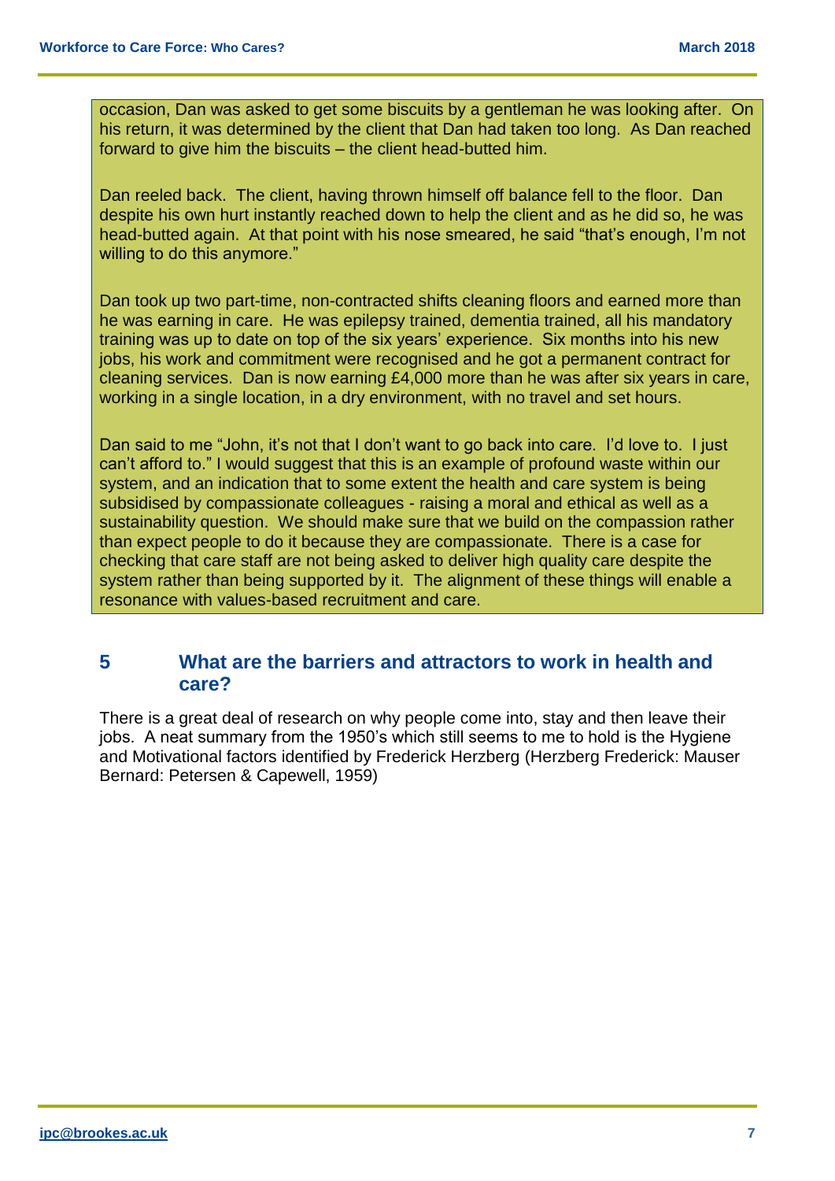occasion, Dan was asked to get some biscuits by a gentleman he was looking after. On his return, it was determined by the client that Dan had taken too long. As Dan reached forward to give him the biscuits – the client head-butted him.

Dan reeled back. The client, having thrown himself off balance fell to the floor. Dan despite his own hurt instantly reached down to help the client and as he did so, he was head-butted again. At that point with his nose smeared, he said "that's enough, I'm not willing to do this anymore."

Dan took up two part-time, non-contracted shifts cleaning floors and earned more than he was earning in care. He was epilepsy trained, dementia trained, all his mandatory training was up to date on top of the six years' experience. Six months into his new jobs, his work and commitment were recognised and he got a permanent contract for cleaning services. Dan is now earning £4,000 more than he was after six years in care, working in a single location, in a dry environment, with no travel and set hours.

Dan said to me "John, it's not that I don't want to go back into care. I'd love to. I just can't afford to." I would suggest that this is an example of profound waste within our system, and an indication that to some extent the health and care system is being subsidised by compassionate colleagues - raising a moral and ethical as well as a sustainability question. We should make sure that we build on the compassion rather than expect people to do it because they are compassionate. There is a case for checking that care staff are not being asked to deliver high quality care despite the system rather than being supported by it. The alignment of these things will enable a resonance with values-based recruitment and care.

## 5 What are the barriers and attractors to work in health and care?

There is a great deal of research on why people come into, stay and then leave their jobs. A neat summary from the 1950's which still seems to me to hold is the Hygiene and Motivational factors identified by Frederick Herzberg (Herzberg Frederick: Mauser Bernard: Petersen & Capewell, 1959)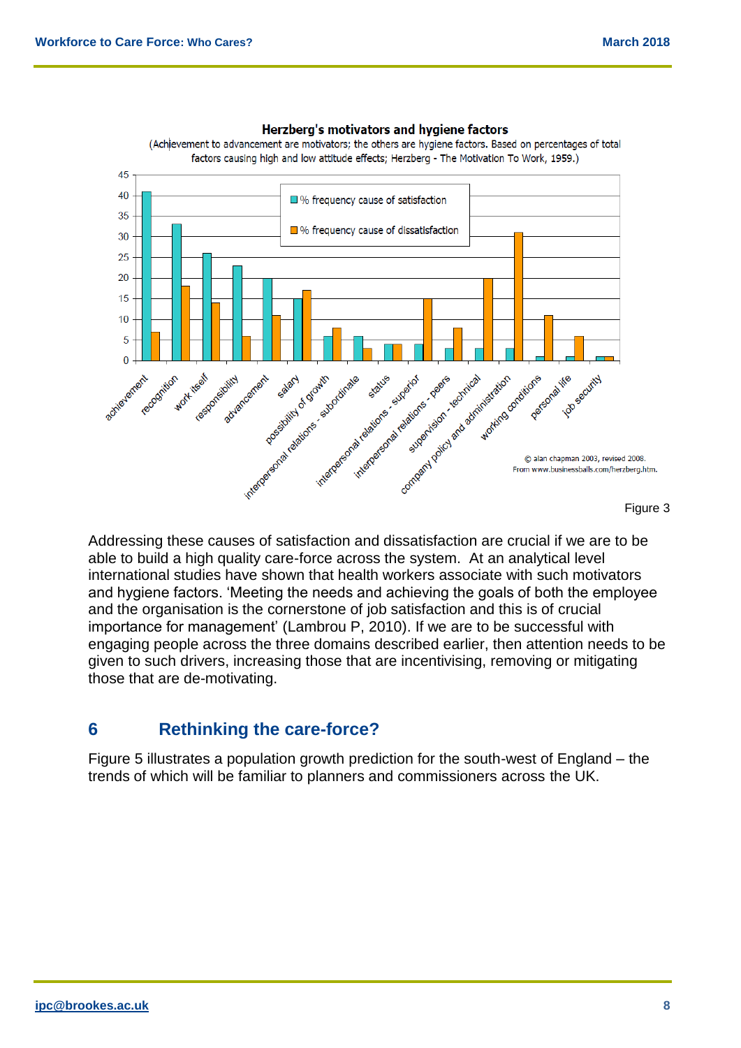Herzberg's motivators and hygiene factors

(Achievement to advancement are motivators; the others are hygiene factors. Based on percentages of total factors causing high and low attitude effects; Herzberg - The Motivation To Work, 1959.)

| Factor | % frequency cause of satisfaction | % frequency cause of dissatisfaction |
|---|---|---|
| achievement | 41 | 7 |
| recognition | 33 | 18 |
| work itself | 26 | 14 |
| responsiblity | 23 | 6 |
| advancement | 20 | 11 |
| salary | 15 | 17 |
| possibility of growth | 6 | 8 |
| interpersonal relations - subordinate | 6 | 3 |
| status | 4 | 4 |
| interpersonal relations - superior | 4 | 15 |
| interpersonal relations - peers | 3 | 8 |
| supervision - technical | 3 | 20 |
| company policy and administration | 3 | 31 |
| working conditions | 1 | 11 |
| personal life | 1 | 6 |
| job security | 1 | 1 |

© alan chapman 2003, revised 2008. From www.businessballs.com/herzberg.htm.

Figure 3

Addressing these causes of satisfaction and dissatisfaction are crucial if we are to be able to build a high quality care-force across the system. At an analytical level international studies have shown that health workers associate with such motivators and hygiene factors. 'Meeting the needs and achieving the goals of both the employee and the organisation is the cornerstone of job satisfaction and this is of crucial importance for management' (Lambrou P, 2010). If we are to be successful with engaging people across the three domains described earlier, then attention needs to be given to such drivers, increasing those that are incentivising, removing or mitigating those that are de-motivating.

## 6 Rethinking the care-force?

Figure 5 illustrates a population growth prediction for the south-west of England – the trends of which will be familiar to planners and commissioners across the UK.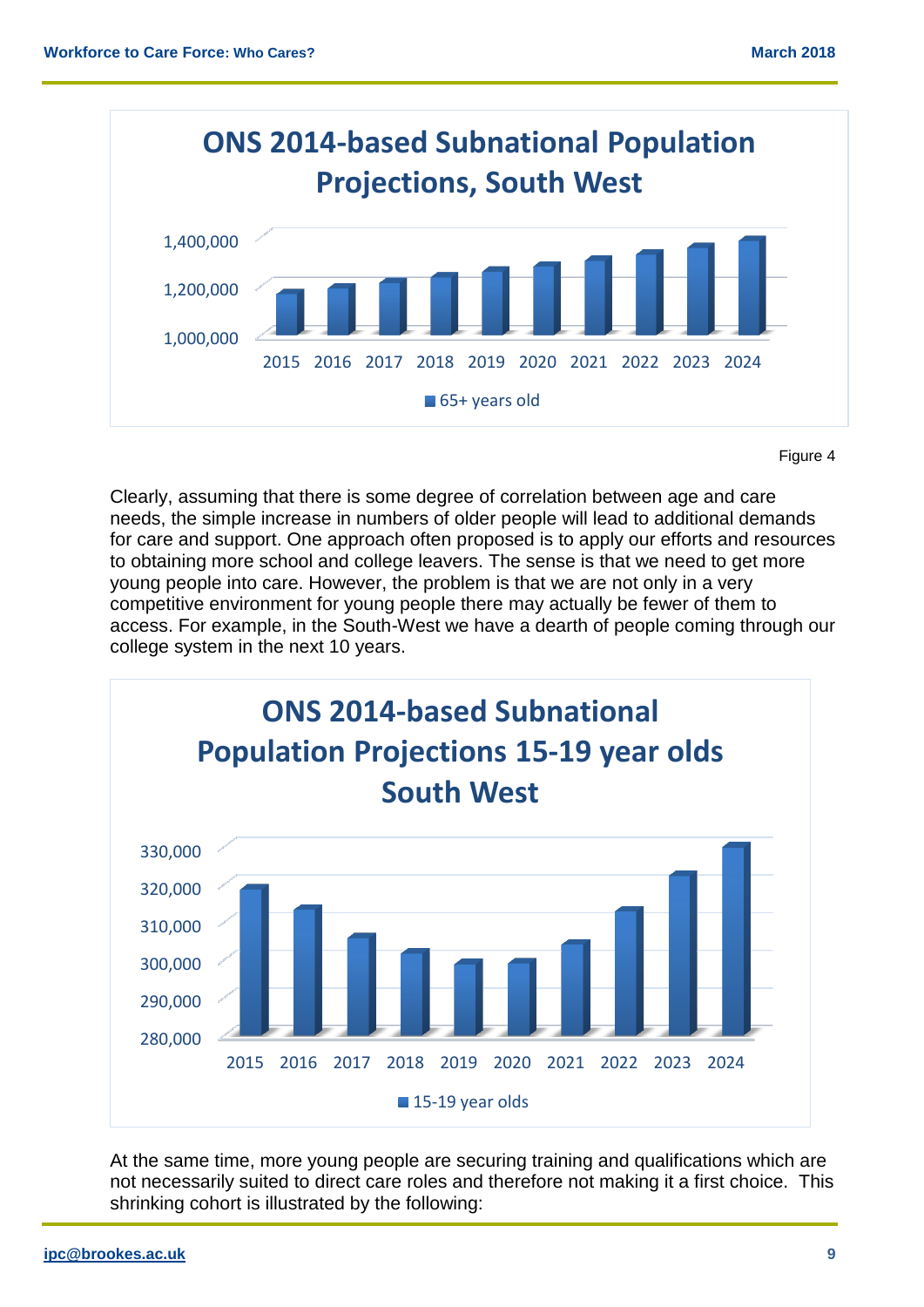Figure 4

Clearly, assuming that there is some degree of correlation between age and care needs, the simple increase in numbers of older people will lead to additional demands for care and support. One approach often proposed is to apply our efforts and resources to obtaining more school and college leavers. The sense is that we need to get more young people into care. However, the problem is that we are not only in a very competitive environment for young people there may actually be fewer of them to access. For example, in the South-West we have a dearth of people coming through our college system in the next 10 years.

At the same time, more young people are securing training and qualifications which are not necessarily suited to direct care roles and therefore not making it a first choice. This shrinking cohort is illustrated by the following: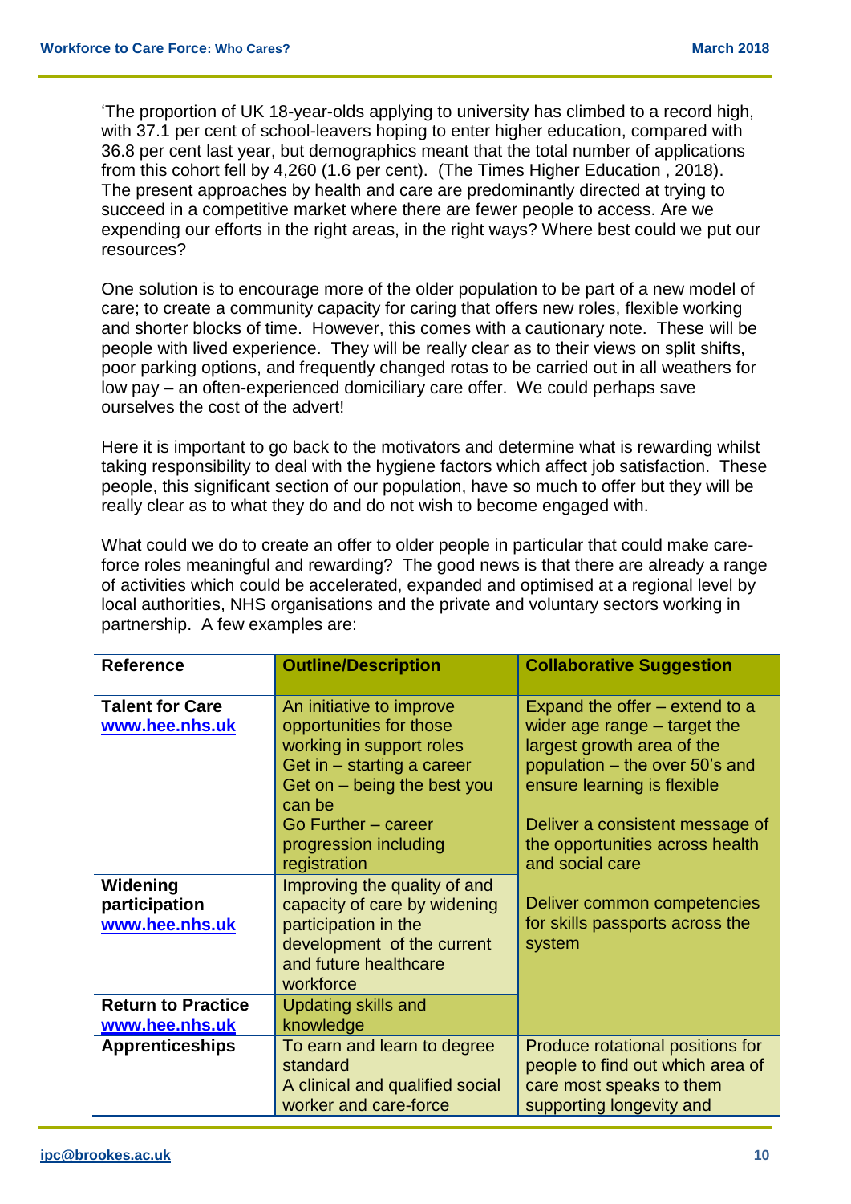'The proportion of UK 18-year-olds applying to university has climbed to a record high, with 37.1 per cent of school-leavers hoping to enter higher education, compared with 36.8 per cent last year, but demographics meant that the total number of applications from this cohort fell by 4,260 (1.6 per cent). (The Times Higher Education , 2018). The present approaches by health and care are predominantly directed at trying to succeed in a competitive market where there are fewer people to access. Are we expending our efforts in the right areas, in the right ways? Where best could we put our resources?

One solution is to encourage more of the older population to be part of a new model of care; to create a community capacity for caring that offers new roles, flexible working and shorter blocks of time. However, this comes with a cautionary note. These will be people with lived experience. They will be really clear as to their views on split shifts, poor parking options, and frequently changed rotas to be carried out in all weathers for low pay – an often-experienced domiciliary care offer. We could perhaps save ourselves the cost of the advert!

Here it is important to go back to the motivators and determine what is rewarding whilst taking responsibility to deal with the hygiene factors which affect job satisfaction. These people, this significant section of our population, have so much to offer but they will be really clear as to what they do and do not wish to become engaged with.

What could we do to create an offer to older people in particular that could make care-force roles meaningful and rewarding? The good news is that there are already a range of activities which could be accelerated, expanded and optimised at a regional level by local authorities, NHS organisations and the private and voluntary sectors working in partnership. A few examples are:

| Reference | Outline/Description | Collaborative Suggestion |
|---|---|---|
| **Talent for Care** www.hee.nhs.uk | An initiative to improve opportunities for those working in support roles<br>Get in – starting a career<br>Get on – being the best you can be<br>Go Further – career progression including registration | Expand the offer – extend to a wider age range – target the largest growth area of the population – the over 50's and ensure learning is flexible<br><br>Deliver a consistent message of the opportunities across health and social care<br><br>Deliver common competencies for skills passports across the system |
| **Widening participation** www.hee.nhs.uk | Improving the quality of and capacity of care by widening participation in the development of the current and future healthcare workforce | |
| **Return to Practice** www.hee.nhs.uk | Updating skills and knowledge | |
| **Apprenticeships** | To earn and learn to degree standard<br>A clinical and qualified social worker and care-force | Produce rotational positions for people to find out which area of care most speaks to them supporting longevity and |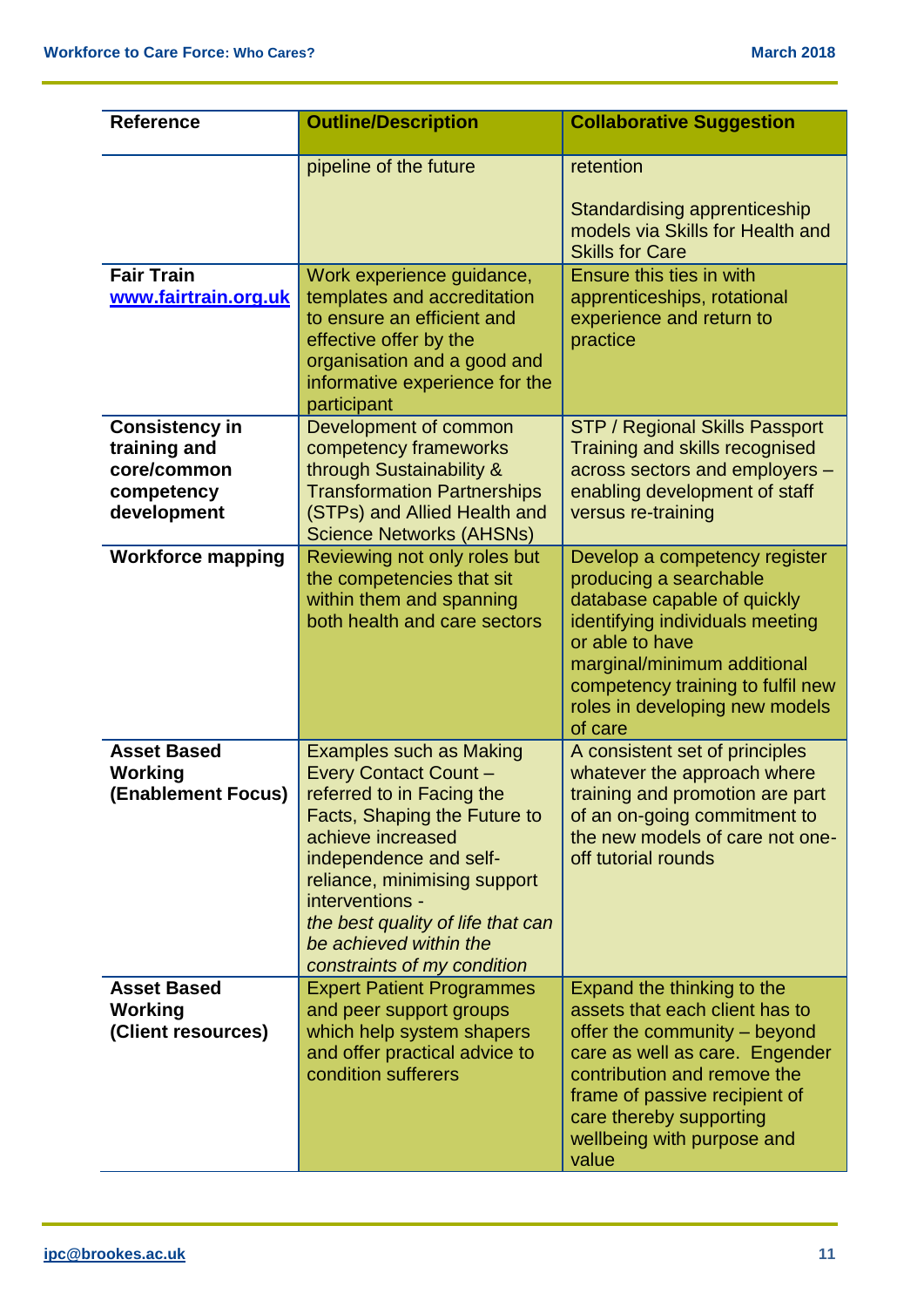| Reference | Outline/Description | Collaborative Suggestion |
|---|---|---|
| | pipeline of the future | retention<br><br>Standardising apprenticeship models via Skills for Health and Skills for Care |
| **Fair Train** [**www.fairtrain.org.uk**](http://www.fairtrain.org.uk) | Work experience guidance, templates and accreditation to ensure an efficient and effective offer by the organisation and a good and informative experience for the participant | Ensure this ties in with apprenticeships, rotational experience and return to practice |
| **Consistency in training and core/common competency development** | Development of common competency frameworks through Sustainability & Transformation Partnerships (STPs) and Allied Health and Science Networks (AHSNs) | STP / Regional Skills Passport Training and skills recognised across sectors and employers – enabling development of staff versus re-training |
| **Workforce mapping** | Reviewing not only roles but the competencies that sit within them and spanning both health and care sectors | Develop a competency register producing a searchable database capable of quickly identifying individuals meeting or able to have marginal/minimum additional competency training to fulfil new roles in developing new models of care |
| **Asset Based Working (Enablement Focus)** | Examples such as Making Every Contact Count – referred to in Facing the Facts, Shaping the Future to achieve increased independence and self-reliance, minimising support interventions - *the best quality of life that can be achieved within the constraints of my condition* | A consistent set of principles whatever the approach where training and promotion are part of an on-going commitment to the new models of care not one-off tutorial rounds |
| **Asset Based Working (Client resources)** | Expert Patient Programmes and peer support groups which help system shapers and offer practical advice to condition sufferers | Expand the thinking to the assets that each client has to offer the community – beyond care as well as care. Engender contribution and remove the frame of passive recipient of care thereby supporting wellbeing with purpose and value |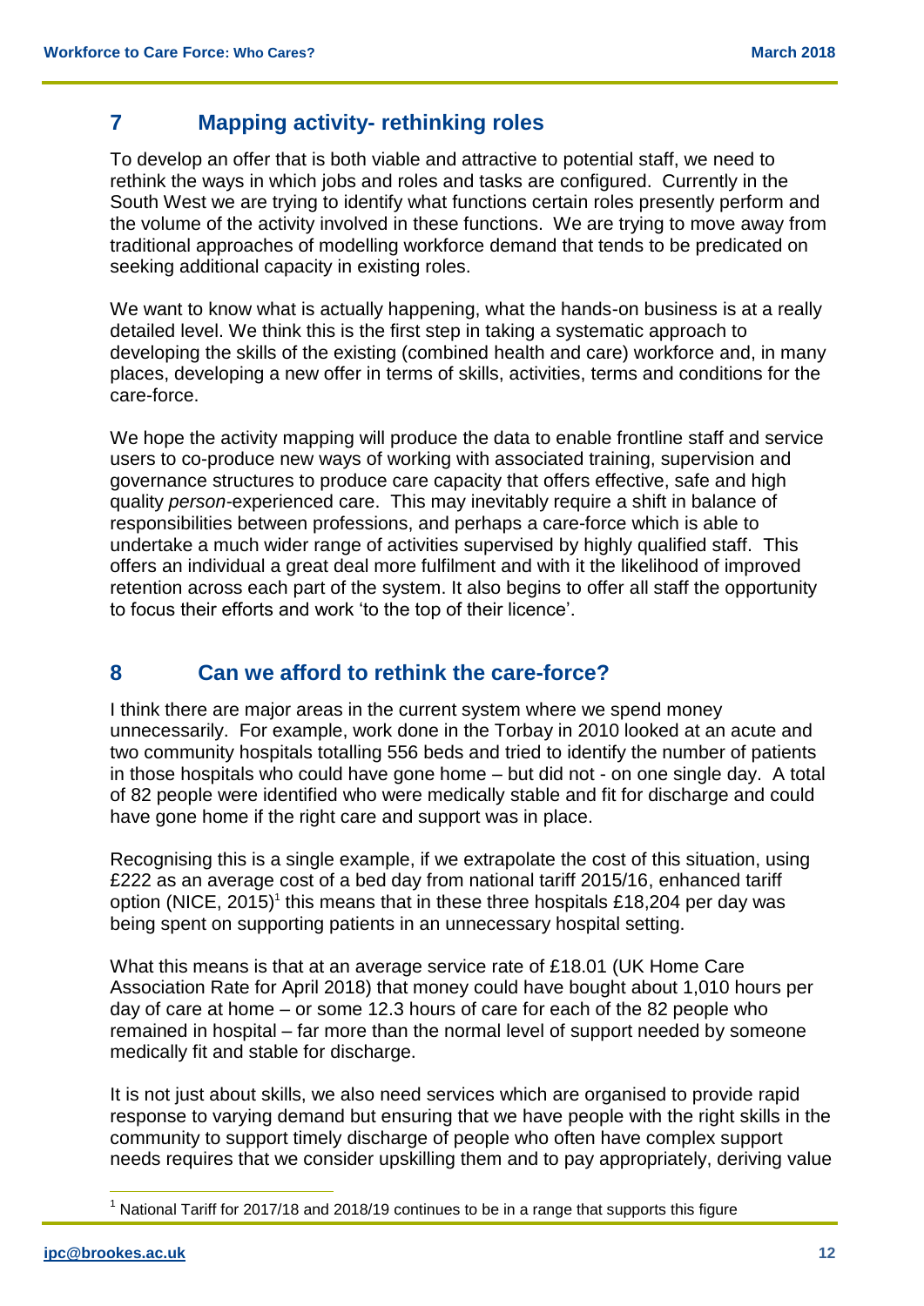## 7 Mapping activity- rethinking roles

To develop an offer that is both viable and attractive to potential staff, we need to rethink the ways in which jobs and roles and tasks are configured. Currently in the South West we are trying to identify what functions certain roles presently perform and the volume of the activity involved in these functions. We are trying to move away from traditional approaches of modelling workforce demand that tends to be predicated on seeking additional capacity in existing roles.

We want to know what is actually happening, what the hands-on business is at a really detailed level. We think this is the first step in taking a systematic approach to developing the skills of the existing (combined health and care) workforce and, in many places, developing a new offer in terms of skills, activities, terms and conditions for the care-force.

We hope the activity mapping will produce the data to enable frontline staff and service users to co-produce new ways of working with associated training, supervision and governance structures to produce care capacity that offers effective, safe and high quality *person*-experienced care. This may inevitably require a shift in balance of responsibilities between professions, and perhaps a care-force which is able to undertake a much wider range of activities supervised by highly qualified staff. This offers an individual a great deal more fulfilment and with it the likelihood of improved retention across each part of the system. It also begins to offer all staff the opportunity to focus their efforts and work 'to the top of their licence'.

## 8 Can we afford to rethink the care-force?

I think there are major areas in the current system where we spend money unnecessarily. For example, work done in the Torbay in 2010 looked at an acute and two community hospitals totalling 556 beds and tried to identify the number of patients in those hospitals who could have gone home – but did not - on one single day. A total of 82 people were identified who were medically stable and fit for discharge and could have gone home if the right care and support was in place.

Recognising this is a single example, if we extrapolate the cost of this situation, using £222 as an average cost of a bed day from national tariff 2015/16, enhanced tariff option (NICE, 2015)[1] this means that in these three hospitals £18,204 per day was being spent on supporting patients in an unnecessary hospital setting.

What this means is that at an average service rate of £18.01 (UK Home Care Association Rate for April 2018) that money could have bought about 1,010 hours per day of care at home – or some 12.3 hours of care for each of the 82 people who remained in hospital – far more than the normal level of support needed by someone medically fit and stable for discharge.

It is not just about skills, we also need services which are organised to provide rapid response to varying demand but ensuring that we have people with the right skills in the community to support timely discharge of people who often have complex support needs requires that we consider upskilling them and to pay appropriately, deriving value

[1] National Tariff for 2017/18 and 2018/19 continues to be in a range that supports this figure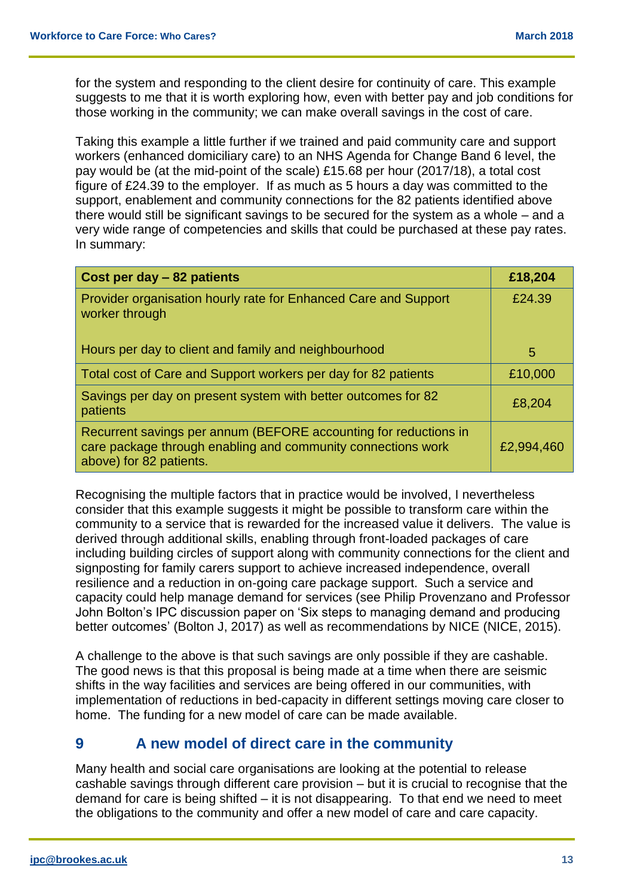for the system and responding to the client desire for continuity of care. This example suggests to me that it is worth exploring how, even with better pay and job conditions for those working in the community; we can make overall savings in the cost of care.

Taking this example a little further if we trained and paid community care and support workers (enhanced domiciliary care) to an NHS Agenda for Change Band 6 level, the pay would be (at the mid-point of the scale) £15.68 per hour (2017/18), a total cost figure of £24.39 to the employer. If as much as 5 hours a day was committed to the support, enablement and community connections for the 82 patients identified above there would still be significant savings to be secured for the system as a whole – and a very wide range of competencies and skills that could be purchased at these pay rates. In summary:

| **Cost per day – 82 patients** | **£18,204** |
|---|---|
| Provider organisation hourly rate for Enhanced Care and Support worker through | £24.39 |
| Hours per day to client and family and neighbourhood | 5 |
| Total cost of Care and Support workers per day for 82 patients | £10,000 |
| Savings per day on present system with better outcomes for 82 patients | £8,204 |
| Recurrent savings per annum (BEFORE accounting for reductions in care package through enabling and community connections work above) for 82 patients. | £2,994,460 |

Recognising the multiple factors that in practice would be involved, I nevertheless consider that this example suggests it might be possible to transform care within the community to a service that is rewarded for the increased value it delivers. The value is derived through additional skills, enabling through front-loaded packages of care including building circles of support along with community connections for the client and signposting for family carers support to achieve increased independence, overall resilience and a reduction in on-going care package support. Such a service and capacity could help manage demand for services (see Philip Provenzano and Professor John Bolton's IPC discussion paper on 'Six steps to managing demand and producing better outcomes' (Bolton J, 2017) as well as recommendations by NICE (NICE, 2015).

A challenge to the above is that such savings are only possible if they are cashable. The good news is that this proposal is being made at a time when there are seismic shifts in the way facilities and services are being offered in our communities, with implementation of reductions in bed-capacity in different settings moving care closer to home. The funding for a new model of care can be made available.

## 9 A new model of direct care in the community

Many health and social care organisations are looking at the potential to release cashable savings through different care provision – but it is crucial to recognise that the demand for care is being shifted – it is not disappearing. To that end we need to meet the obligations to the community and offer a new model of care and care capacity.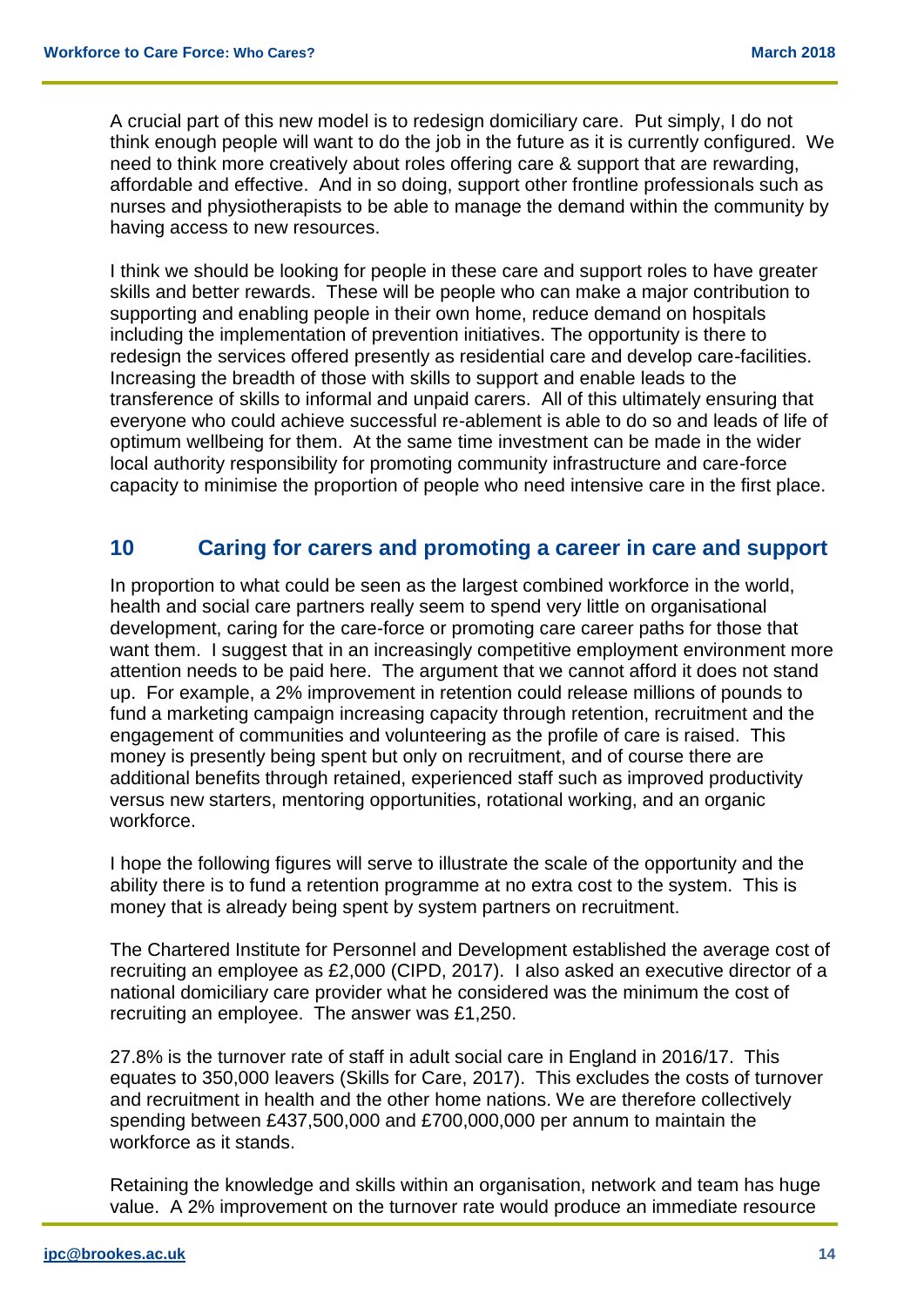A crucial part of this new model is to redesign domiciliary care. Put simply, I do not think enough people will want to do the job in the future as it is currently configured. We need to think more creatively about roles offering care & support that are rewarding, affordable and effective. And in so doing, support other frontline professionals such as nurses and physiotherapists to be able to manage the demand within the community by having access to new resources.

I think we should be looking for people in these care and support roles to have greater skills and better rewards. These will be people who can make a major contribution to supporting and enabling people in their own home, reduce demand on hospitals including the implementation of prevention initiatives. The opportunity is there to redesign the services offered presently as residential care and develop care-facilities. Increasing the breadth of those with skills to support and enable leads to the transference of skills to informal and unpaid carers. All of this ultimately ensuring that everyone who could achieve successful re-ablement is able to do so and leads of life of optimum wellbeing for them. At the same time investment can be made in the wider local authority responsibility for promoting community infrastructure and care-force capacity to minimise the proportion of people who need intensive care in the first place.

## 10 Caring for carers and promoting a career in care and support

In proportion to what could be seen as the largest combined workforce in the world, health and social care partners really seem to spend very little on organisational development, caring for the care-force or promoting care career paths for those that want them. I suggest that in an increasingly competitive employment environment more attention needs to be paid here. The argument that we cannot afford it does not stand up. For example, a 2% improvement in retention could release millions of pounds to fund a marketing campaign increasing capacity through retention, recruitment and the engagement of communities and volunteering as the profile of care is raised. This money is presently being spent but only on recruitment, and of course there are additional benefits through retained, experienced staff such as improved productivity versus new starters, mentoring opportunities, rotational working, and an organic workforce.

I hope the following figures will serve to illustrate the scale of the opportunity and the ability there is to fund a retention programme at no extra cost to the system. This is money that is already being spent by system partners on recruitment.

The Chartered Institute for Personnel and Development established the average cost of recruiting an employee as £2,000 (CIPD, 2017). I also asked an executive director of a national domiciliary care provider what he considered was the minimum the cost of recruiting an employee. The answer was £1,250.

27.8% is the turnover rate of staff in adult social care in England in 2016/17. This equates to 350,000 leavers (Skills for Care, 2017). This excludes the costs of turnover and recruitment in health and the other home nations. We are therefore collectively spending between £437,500,000 and £700,000,000 per annum to maintain the workforce as it stands.

Retaining the knowledge and skills within an organisation, network and team has huge value. A 2% improvement on the turnover rate would produce an immediate resource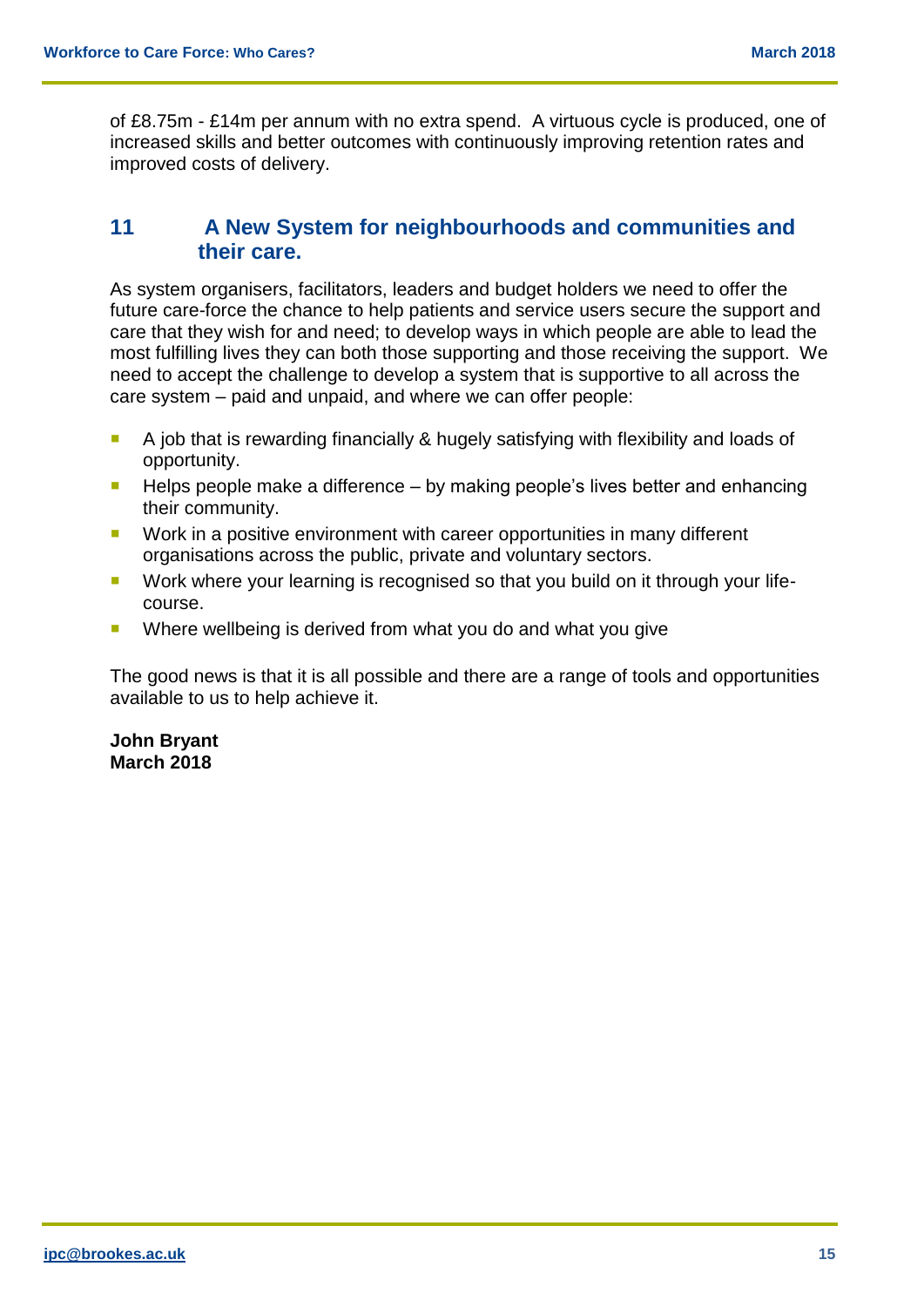of £8.75m - £14m per annum with no extra spend. A virtuous cycle is produced, one of increased skills and better outcomes with continuously improving retention rates and improved costs of delivery.

## 11 A New System for neighbourhoods and communities and their care.

As system organisers, facilitators, leaders and budget holders we need to offer the future care-force the chance to help patients and service users secure the support and care that they wish for and need; to develop ways in which people are able to lead the most fulfilling lives they can both those supporting and those receiving the support. We need to accept the challenge to develop a system that is supportive to all across the care system – paid and unpaid, and where we can offer people:

- A job that is rewarding financially & hugely satisfying with flexibility and loads of opportunity.
- Helps people make a difference – by making people's lives better and enhancing their community.
- Work in a positive environment with career opportunities in many different organisations across the public, private and voluntary sectors.
- Work where your learning is recognised so that you build on it through your life-course.
- Where wellbeing is derived from what you do and what you give

The good news is that it is all possible and there are a range of tools and opportunities available to us to help achieve it.

**John Bryant**
**March 2018**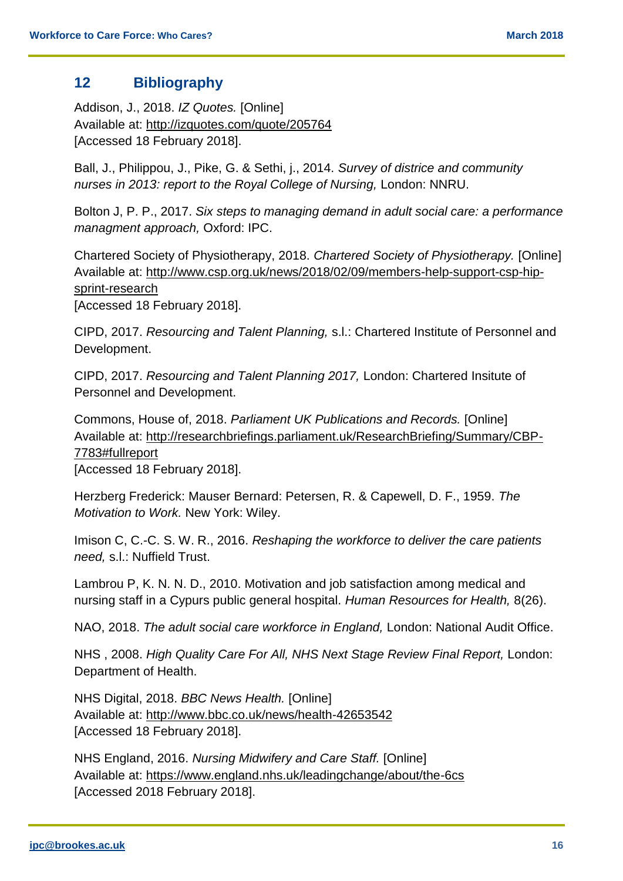## 12 Bibliography

Addison, J., 2018. *IZ Quotes.* [Online]
Available at: http://izquotes.com/quote/205764
[Accessed 18 February 2018].

Ball, J., Philippou, J., Pike, G. & Sethi, j., 2014. *Survey of districe and community nurses in 2013: report to the Royal College of Nursing,* London: NNRU.

Bolton J, P. P., 2017. *Six steps to managing demand in adult social care: a performance managment approach,* Oxford: IPC.

Chartered Society of Physiotherapy, 2018. *Chartered Society of Physiotherapy.* [Online]
Available at: http://www.csp.org.uk/news/2018/02/09/members-help-support-csp-hip-sprint-research
[Accessed 18 February 2018].

CIPD, 2017. *Resourcing and Talent Planning,* s.l.: Chartered Institute of Personnel and Development.

CIPD, 2017. *Resourcing and Talent Planning 2017,* London: Chartered Insitute of Personnel and Development.

Commons, House of, 2018. *Parliament UK Publications and Records.* [Online]
Available at: http://researchbriefings.parliament.uk/ResearchBriefing/Summary/CBP-7783#fullreport
[Accessed 18 February 2018].

Herzberg Frederick: Mauser Bernard: Petersen, R. & Capewell, D. F., 1959. *The Motivation to Work.* New York: Wiley.

Imison C, C.-C. S. W. R., 2016. *Reshaping the workforce to deliver the care patients need,* s.l.: Nuffield Trust.

Lambrou P, K. N. N. D., 2010. Motivation and job satisfaction among medical and nursing staff in a Cypurs public general hospital. *Human Resources for Health,* 8(26).

NAO, 2018. *The adult social care workforce in England,* London: National Audit Office.

NHS , 2008. *High Quality Care For All, NHS Next Stage Review Final Report,* London: Department of Health.

NHS Digital, 2018. *BBC News Health.* [Online]
Available at: http://www.bbc.co.uk/news/health-42653542
[Accessed 18 February 2018].

NHS England, 2016. *Nursing Midwifery and Care Staff.* [Online]
Available at: https://www.england.nhs.uk/leadingchange/about/the-6cs
[Accessed 2018 February 2018].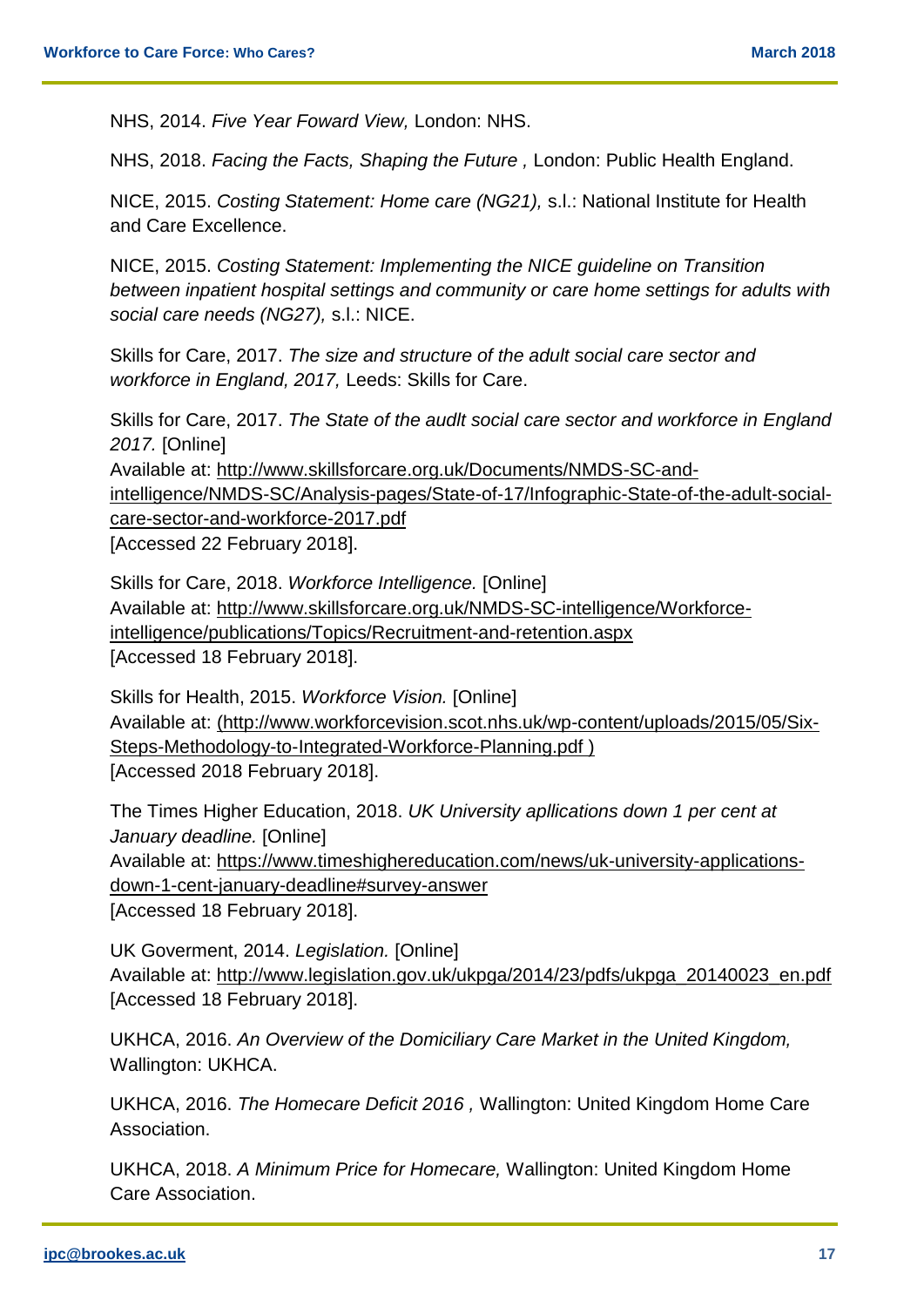NHS, 2014. *Five Year Foward View,* London: NHS.

NHS, 2018. *Facing the Facts, Shaping the Future ,* London: Public Health England.

NICE, 2015. *Costing Statement: Home care (NG21),* s.l.: National Institute for Health and Care Excellence.

NICE, 2015. *Costing Statement: Implementing the NICE guideline on Transition between inpatient hospital settings and community or care home settings for adults with social care needs (NG27),* s.l.: NICE.

Skills for Care, 2017. *The size and structure of the adult social care sector and workforce in England, 2017,* Leeds: Skills for Care.

Skills for Care, 2017. *The State of the audlt social care sector and workforce in England 2017.* [Online]
Available at: http://www.skillsforcare.org.uk/Documents/NMDS-SC-and-intelligence/NMDS-SC/Analysis-pages/State-of-17/Infographic-State-of-the-adult-social-care-sector-and-workforce-2017.pdf
[Accessed 22 February 2018].

Skills for Care, 2018. *Workforce Intelligence.* [Online]
Available at: http://www.skillsforcare.org.uk/NMDS-SC-intelligence/Workforce-intelligence/publications/Topics/Recruitment-and-retention.aspx
[Accessed 18 February 2018].

Skills for Health, 2015. *Workforce Vision.* [Online]
Available at: (http://www.workforcevision.scot.nhs.uk/wp-content/uploads/2015/05/Six-Steps-Methodology-to-Integrated-Workforce-Planning.pdf )
[Accessed 2018 February 2018].

The Times Higher Education, 2018. *UK University apllications down 1 per cent at January deadline.* [Online]
Available at: https://www.timeshighereducation.com/news/uk-university-applications-down-1-cent-january-deadline#survey-answer
[Accessed 18 February 2018].

UK Goverment, 2014. *Legislation.* [Online]
Available at: http://www.legislation.gov.uk/ukpga/2014/23/pdfs/ukpga_20140023_en.pdf
[Accessed 18 February 2018].

UKHCA, 2016. *An Overview of the Domiciliary Care Market in the United Kingdom,* Wallington: UKHCA.

UKHCA, 2016. *The Homecare Deficit 2016 ,* Wallington: United Kingdom Home Care Association.

UKHCA, 2018. *A Minimum Price for Homecare,* Wallington: United Kingdom Home Care Association.